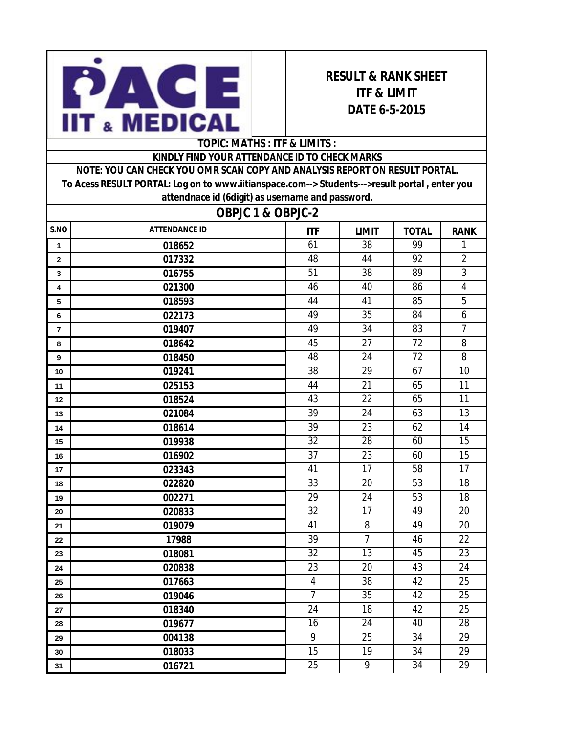PACE IIT & MEDICAL

# RESULT & RANK SHEET
## ITF & LIMIT
## DATE 6-5-2015

**TOPIC: MATHS : ITF & LIMITS :**

**KINDLY FIND YOUR ATTENDANCE ID TO CHECK MARKS**

**NOTE: YOU CAN CHECK YOU OMR SCAN COPY AND ANALYSIS REPORT ON RESULT PORTAL.**
**To Acess RESULT PORTAL: Log on to www.iitianspace.com--> Students--->result portal , enter you attendnace id (6digit) as username and password.**

## OBPJC 1 & OBPJC-2

| S.NO | ATTENDANCE ID | ITF | LIMIT | TOTAL | RANK |
|---|---|---|---|---|---|
| 1 | 018652 | 61 | 38 | 99 | 1 |
| 2 | 017332 | 48 | 44 | 92 | 2 |
| 3 | 016755 | 51 | 38 | 89 | 3 |
| 4 | 021300 | 46 | 40 | 86 | 4 |
| 5 | 018593 | 44 | 41 | 85 | 5 |
| 6 | 022173 | 49 | 35 | 84 | 6 |
| 7 | 019407 | 49 | 34 | 83 | 7 |
| 8 | 018642 | 45 | 27 | 72 | 8 |
| 9 | 018450 | 48 | 24 | 72 | 8 |
| 10 | 019241 | 38 | 29 | 67 | 10 |
| 11 | 025153 | 44 | 21 | 65 | 11 |
| 12 | 018524 | 43 | 22 | 65 | 11 |
| 13 | 021084 | 39 | 24 | 63 | 13 |
| 14 | 018614 | 39 | 23 | 62 | 14 |
| 15 | 019938 | 32 | 28 | 60 | 15 |
| 16 | 016902 | 37 | 23 | 60 | 15 |
| 17 | 023343 | 41 | 17 | 58 | 17 |
| 18 | 022820 | 33 | 20 | 53 | 18 |
| 19 | 002271 | 29 | 24 | 53 | 18 |
| 20 | 020833 | 32 | 17 | 49 | 20 |
| 21 | 019079 | 41 | 8 | 49 | 20 |
| 22 | 17988 | 39 | 7 | 46 | 22 |
| 23 | 018081 | 32 | 13 | 45 | 23 |
| 24 | 020838 | 23 | 20 | 43 | 24 |
| 25 | 017663 | 4 | 38 | 42 | 25 |
| 26 | 019046 | 7 | 35 | 42 | 25 |
| 27 | 018340 | 24 | 18 | 42 | 25 |
| 28 | 019677 | 16 | 24 | 40 | 28 |
| 29 | 004138 | 9 | 25 | 34 | 29 |
| 30 | 018033 | 15 | 19 | 34 | 29 |
| 31 | 016721 | 25 | 9 | 34 | 29 |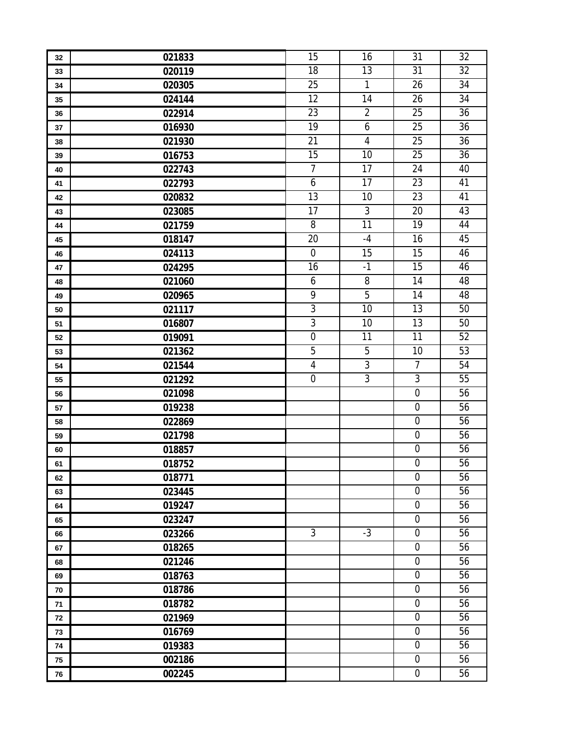| | | | | | |
|---|---|---|---|---|---|
| 32 | 021833 | 15 | 16 | 31 | 32 |
| 33 | 020119 | 18 | 13 | 31 | 32 |
| 34 | 020305 | 25 | 1 | 26 | 34 |
| 35 | 024144 | 12 | 14 | 26 | 34 |
| 36 | 022914 | 23 | 2 | 25 | 36 |
| 37 | 016930 | 19 | 6 | 25 | 36 |
| 38 | 021930 | 21 | 4 | 25 | 36 |
| 39 | 016753 | 15 | 10 | 25 | 36 |
| 40 | 022743 | 7 | 17 | 24 | 40 |
| 41 | 022793 | 6 | 17 | 23 | 41 |
| 42 | 020832 | 13 | 10 | 23 | 41 |
| 43 | 023085 | 17 | 3 | 20 | 43 |
| 44 | 021759 | 8 | 11 | 19 | 44 |
| 45 | 018147 | 20 | -4 | 16 | 45 |
| 46 | 024113 | 0 | 15 | 15 | 46 |
| 47 | 024295 | 16 | -1 | 15 | 46 |
| 48 | 021060 | 6 | 8 | 14 | 48 |
| 49 | 020965 | 9 | 5 | 14 | 48 |
| 50 | 021117 | 3 | 10 | 13 | 50 |
| 51 | 016807 | 3 | 10 | 13 | 50 |
| 52 | 019091 | 0 | 11 | 11 | 52 |
| 53 | 021362 | 5 | 5 | 10 | 53 |
| 54 | 021544 | 4 | 3 | 7 | 54 |
| 55 | 021292 | 0 | 3 | 3 | 55 |
| 56 | 021098 | | | 0 | 56 |
| 57 | 019238 | | | 0 | 56 |
| 58 | 022869 | | | 0 | 56 |
| 59 | 021798 | | | 0 | 56 |
| 60 | 018857 | | | 0 | 56 |
| 61 | 018752 | | | 0 | 56 |
| 62 | 018771 | | | 0 | 56 |
| 63 | 023445 | | | 0 | 56 |
| 64 | 019247 | | | 0 | 56 |
| 65 | 023247 | | | 0 | 56 |
| 66 | 023266 | 3 | -3 | 0 | 56 |
| 67 | 018265 | | | 0 | 56 |
| 68 | 021246 | | | 0 | 56 |
| 69 | 018763 | | | 0 | 56 |
| 70 | 018786 | | | 0 | 56 |
| 71 | 018782 | | | 0 | 56 |
| 72 | 021969 | | | 0 | 56 |
| 73 | 016769 | | | 0 | 56 |
| 74 | 019383 | | | 0 | 56 |
| 75 | 002186 | | | 0 | 56 |
| 76 | 002245 | | | 0 | 56 |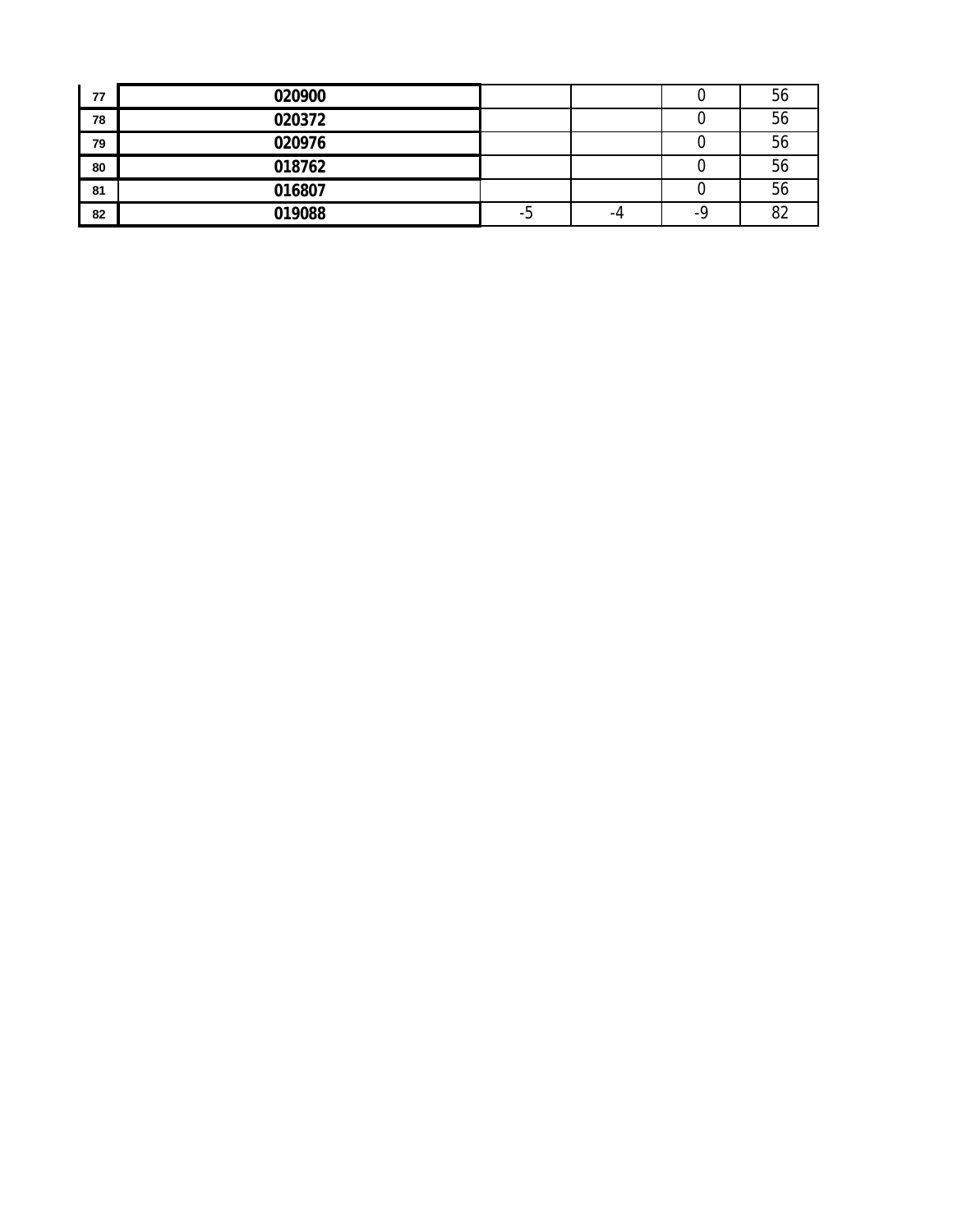| | | | | | |
|---|---|---|---|---|---|
| 77 | 020900 | | | 0 | 56 |
| 78 | 020372 | | | 0 | 56 |
| 79 | 020976 | | | 0 | 56 |
| 80 | 018762 | | | 0 | 56 |
| 81 | 016807 | | | 0 | 56 |
| 82 | 019088 | -5 | -4 | -9 | 82 |